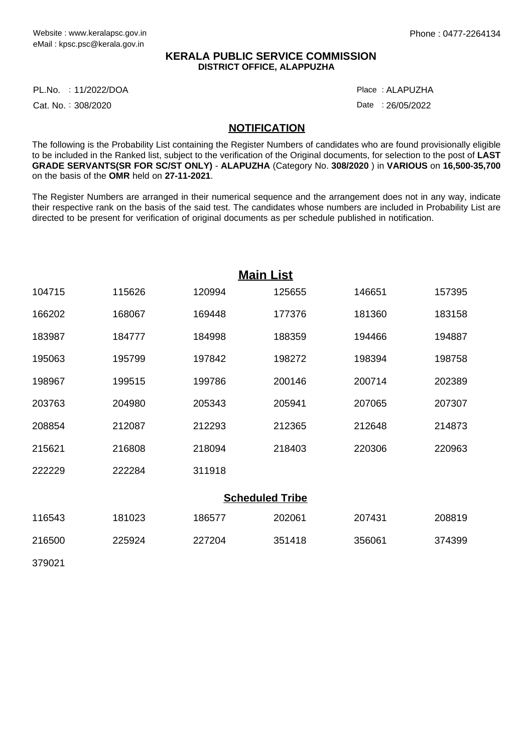Website : www.keralapsc.gov.in
eMail : kpsc.psc@kerala.gov.in

Phone : 0477-2264134

**KERALA PUBLIC SERVICE COMMISSION**
**DISTRICT OFFICE, ALAPPUZHA**

PL.No. : 11/2022/DOA

Place : ALAPUZHA

Cat. No. : 308/2020

Date : 26/05/2022

## NOTIFICATION

The following is the Probability List containing the Register Numbers of candidates who are found provisionally eligible to be included in the Ranked list, subject to the verification of the Original documents, for selection to the post of **LAST GRADE SERVANTS(SR FOR SC/ST ONLY)** - **ALAPUZHA** (Category No. **308/2020** ) in **VARIOUS** on **16,500-35,700** on the basis of the **OMR** held on **27-11-2021**.

The Register Numbers are arranged in their numerical sequence and the arrangement does not in any way, indicate their respective rank on the basis of the said test. The candidates whose numbers are included in Probability List are directed to be present for verification of original documents as per schedule published in notification.

### Main List

| | | | | | |
|---|---|---|---|---|---|
| 104715 | 115626 | 120994 | 125655 | 146651 | 157395 |
| 166202 | 168067 | 169448 | 177376 | 181360 | 183158 |
| 183987 | 184777 | 184998 | 188359 | 194466 | 194887 |
| 195063 | 195799 | 197842 | 198272 | 198394 | 198758 |
| 198967 | 199515 | 199786 | 200146 | 200714 | 202389 |
| 203763 | 204980 | 205343 | 205941 | 207065 | 207307 |
| 208854 | 212087 | 212293 | 212365 | 212648 | 214873 |
| 215621 | 216808 | 218094 | 218403 | 220306 | 220963 |
| 222229 | 222284 | 311918 | | | |

### Scheduled Tribe

| | | | | | |
|---|---|---|---|---|---|
| 116543 | 181023 | 186577 | 202061 | 207431 | 208819 |
| 216500 | 225924 | 227204 | 351418 | 356061 | 374399 |
| 379021 | | | | | |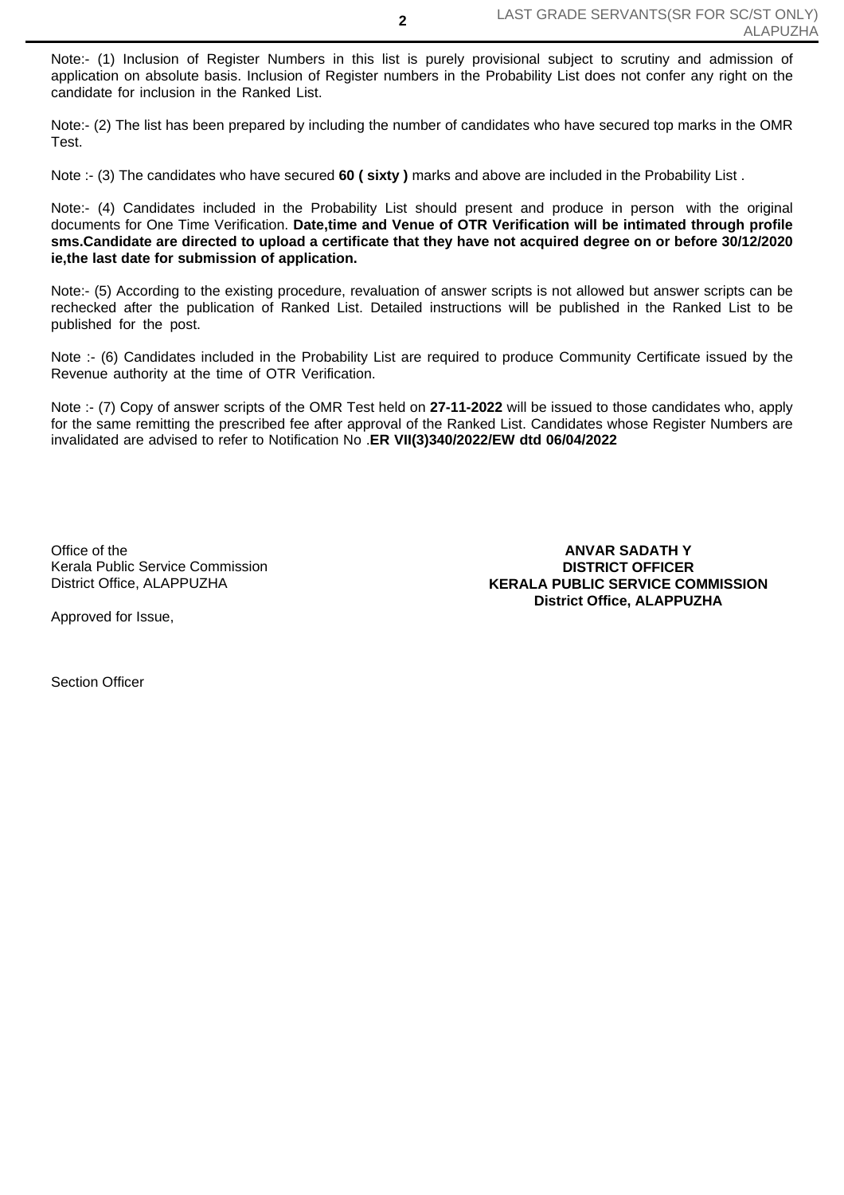Note:- (1) Inclusion of Register Numbers in this list is purely provisional subject to scrutiny and admission of application on absolute basis. Inclusion of Register numbers in the Probability List does not confer any right on the candidate for inclusion in the Ranked List.

Note:- (2) The list has been prepared by including the number of candidates who have secured top marks in the OMR Test.

Note :- (3) The candidates who have secured **60 ( sixty )** marks and above are included in the Probability List .

Note:- (4) Candidates included in the Probability List should present and produce in person with the original documents for One Time Verification. **Date,time and Venue of OTR Verification will be intimated through profile sms.Candidate are directed to upload a certificate that they have not acquired degree on or before 30/12/2020 ie,the last date for submission of application.**

Note:- (5) According to the existing procedure, revaluation of answer scripts is not allowed but answer scripts can be rechecked after the publication of Ranked List. Detailed instructions will be published in the Ranked List to be published for the post.

Note :- (6) Candidates included in the Probability List are required to produce Community Certificate issued by the Revenue authority at the time of OTR Verification.

Note :- (7) Copy of answer scripts of the OMR Test held on **27-11-2022** will be issued to those candidates who, apply for the same remitting the prescribed fee after approval of the Ranked List. Candidates whose Register Numbers are invalidated are advised to refer to Notification No .**ER VII(3)340/2022/EW dtd 06/04/2022**

Office of the
Kerala Public Service Commission
District Office, ALAPPUZHA

**ANVAR SADATH Y**
**DISTRICT OFFICER**
**KERALA PUBLIC SERVICE COMMISSION**
**District Office, ALAPPUZHA**

Approved for Issue,

Section Officer